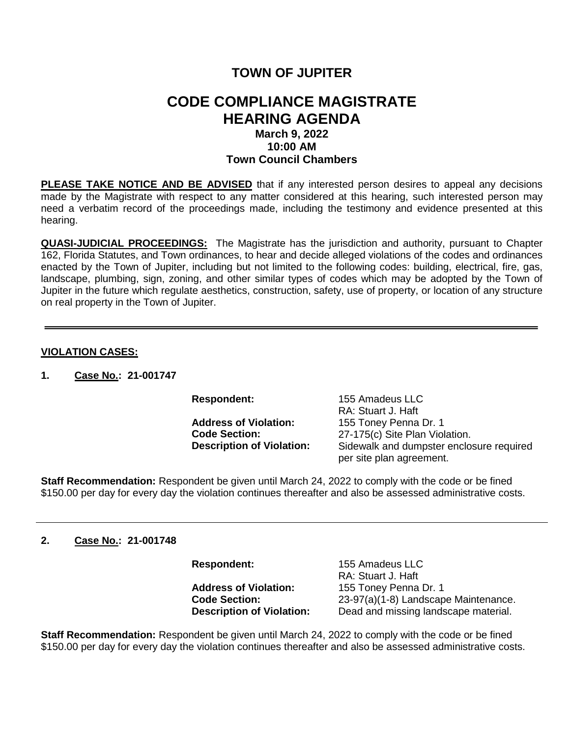# TOWN OF JUPITER

# CODE COMPLIANCE MAGISTRATE HEARING AGENDA

**March 9, 2022**
**10:00 AM**
**Town Council Chambers**

**PLEASE TAKE NOTICE AND BE ADVISED** that if any interested person desires to appeal any decisions made by the Magistrate with respect to any matter considered at this hearing, such interested person may need a verbatim record of the proceedings made, including the testimony and evidence presented at this hearing.

**QUASI-JUDICIAL PROCEEDINGS:** The Magistrate has the jurisdiction and authority, pursuant to Chapter 162, Florida Statutes, and Town ordinances, to hear and decide alleged violations of the codes and ordinances enacted by the Town of Jupiter, including but not limited to the following codes: building, electrical, fire, gas, landscape, plumbing, sign, zoning, and other similar types of codes which may be adopted by the Town of Jupiter in the future which regulate aesthetics, construction, safety, use of property, or location of any structure on real property in the Town of Jupiter.

---

**VIOLATION CASES:**

**1. Case No.: 21-001747**

**Respondent:** 155 Amadeus LLC
RA: Stuart J. Haft
**Address of Violation:** 155 Toney Penna Dr. 1
**Code Section:** 27-175(c) Site Plan Violation.
**Description of Violation:** Sidewalk and dumpster enclosure required per site plan agreement.

**Staff Recommendation:** Respondent be given until March 24, 2022 to comply with the code or be fined $150.00 per day for every day the violation continues thereafter and also be assessed administrative costs.

---

**2. Case No.: 21-001748**

**Respondent:** 155 Amadeus LLC
RA: Stuart J. Haft
**Address of Violation:** 155 Toney Penna Dr. 1
**Code Section:** 23-97(a)(1-8) Landscape Maintenance.
**Description of Violation:** Dead and missing landscape material.

**Staff Recommendation:** Respondent be given until March 24, 2022 to comply with the code or be fined $150.00 per day for every day the violation continues thereafter and also be assessed administrative costs.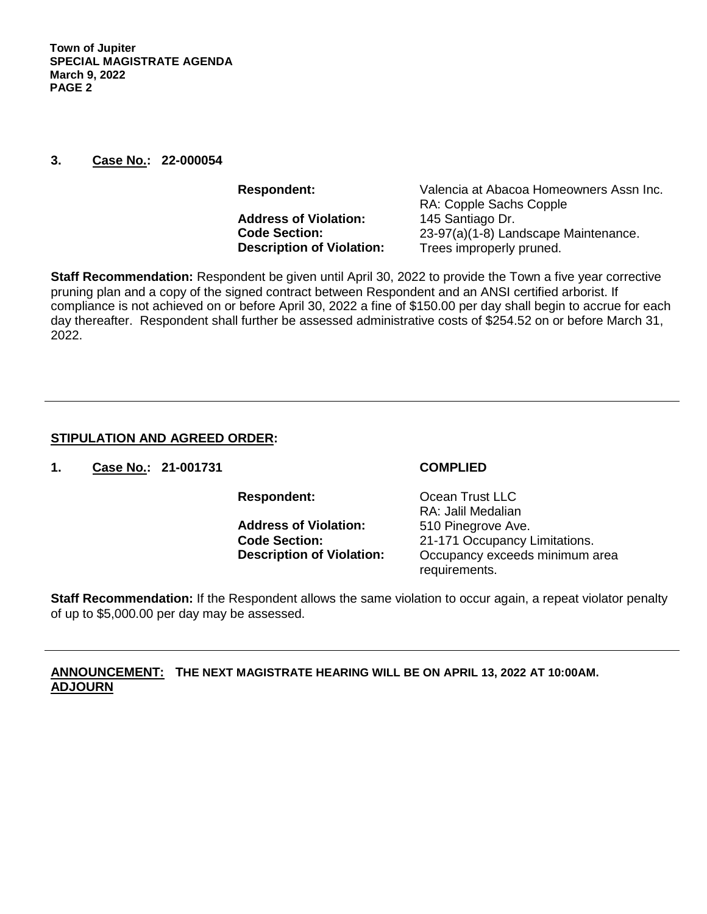**3. Case No.: 22-000054**

**Respondent:** Valencia at Abacoa Homeowners Assn Inc. RA: Copple Sachs Copple
**Address of Violation:** 145 Santiago Dr.
**Code Section:** 23-97(a)(1-8) Landscape Maintenance.
**Description of Violation:** Trees improperly pruned.

**Staff Recommendation:** Respondent be given until April 30, 2022 to provide the Town a five year corrective pruning plan and a copy of the signed contract between Respondent and an ANSI certified arborist. If compliance is not achieved on or before April 30, 2022 a fine of $150.00 per day shall begin to accrue for each day thereafter. Respondent shall further be assessed administrative costs of $254.52 on or before March 31, 2022.

---

## STIPULATION AND AGREED ORDER:

**1. Case No.: 21-001731** **COMPLIED**

**Respondent:** Ocean Trust LLC RA: Jalil Medalian
**Address of Violation:** 510 Pinegrove Ave.
**Code Section:** 21-171 Occupancy Limitations.
**Description of Violation:** Occupancy exceeds minimum area requirements.

**Staff Recommendation:** If the Respondent allows the same violation to occur again, a repeat violator penalty of up to $5,000.00 per day may be assessed.

---

**ANNOUNCEMENT: THE NEXT MAGISTRATE HEARING WILL BE ON APRIL 13, 2022 AT 10:00AM.**

**ADJOURN**